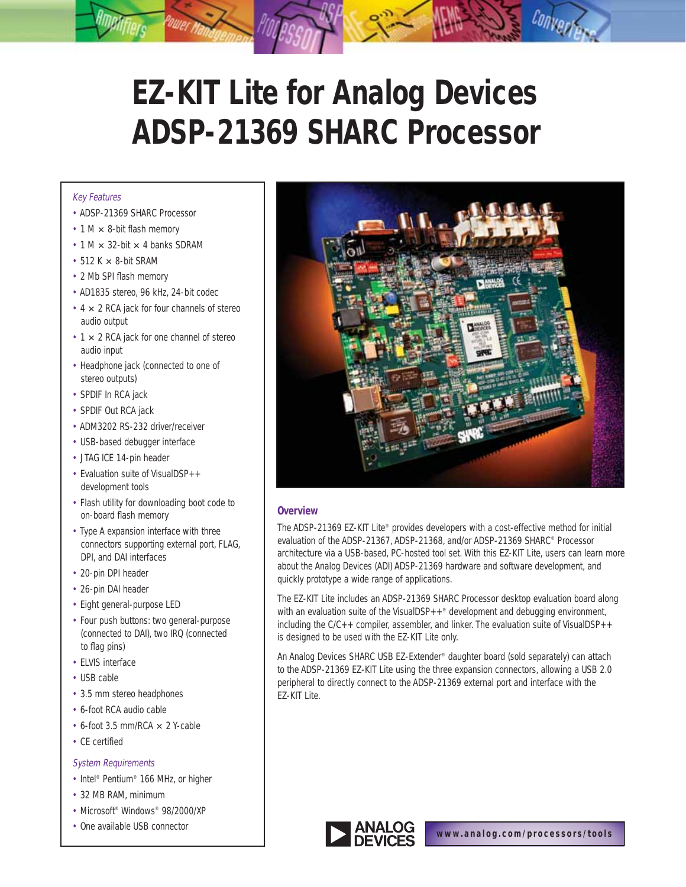# EZ-KIT Lite for Analog Devices ADSP-21369 SHARC Processor

*Key Features*

- ADSP-21369 SHARC Processor
- 1 M × 8-bit flash memory
- 1 M × 32-bit × 4 banks SDRAM
- 512 K × 8-bit SRAM
- 2 Mb SPI flash memory
- AD1835 stereo, 96 kHz, 24-bit codec
- 4 × 2 RCA jack for four channels of stereo audio output
- 1 × 2 RCA jack for one channel of stereo audio input
- Headphone jack (connected to one of stereo outputs)
- SPDIF In RCA jack
- SPDIF Out RCA jack
- ADM3202 RS-232 driver/receiver
- USB-based debugger interface
- JTAG ICE 14-pin header
- Evaluation suite of VisualDSP++ development tools
- Flash utility for downloading boot code to on-board flash memory
- Type A expansion interface with three connectors supporting external port, FLAG, DPI, and DAI interfaces
- 20-pin DPI header
- 26-pin DAI header
- Eight general-purpose LED
- Four push buttons: two general-purpose (connected to DAI), two IRQ (connected to flag pins)
- ELVIS interface
- USB cable
- 3.5 mm stereo headphones
- 6-foot RCA audio cable
- 6-foot 3.5 mm/RCA × 2 Y-cable
- CE certified

*System Requirements*

- Intel® Pentium® 166 MHz, or higher
- 32 MB RAM, minimum
- Microsoft® Windows® 98/2000/XP
- One available USB connector

## Overview

The ADSP-21369 EZ-KIT Lite® provides developers with a cost-effective method for initial evaluation of the ADSP-21367, ADSP-21368, and/or ADSP-21369 SHARC® Processor architecture via a USB-based, PC-hosted tool set. With this EZ-KIT Lite, users can learn more about the Analog Devices (ADI) ADSP-21369 hardware and software development, and quickly prototype a wide range of applications.

The EZ-KIT Lite includes an ADSP-21369 SHARC Processor desktop evaluation board along with an evaluation suite of the VisualDSP++® development and debugging environment, including the C/C++ compiler, assembler, and linker. The evaluation suite of VisualDSP++ is designed to be used with the EZ-KIT Lite only.

An Analog Devices SHARC USB EZ-Extender® daughter board (sold separately) can attach to the ADSP-21369 EZ-KIT Lite using the three expansion connectors, allowing a USB 2.0 peripheral to directly connect to the ADSP-21369 external port and interface with the EZ-KIT Lite.

ANALOG DEVICES www.analog.com/processors/tools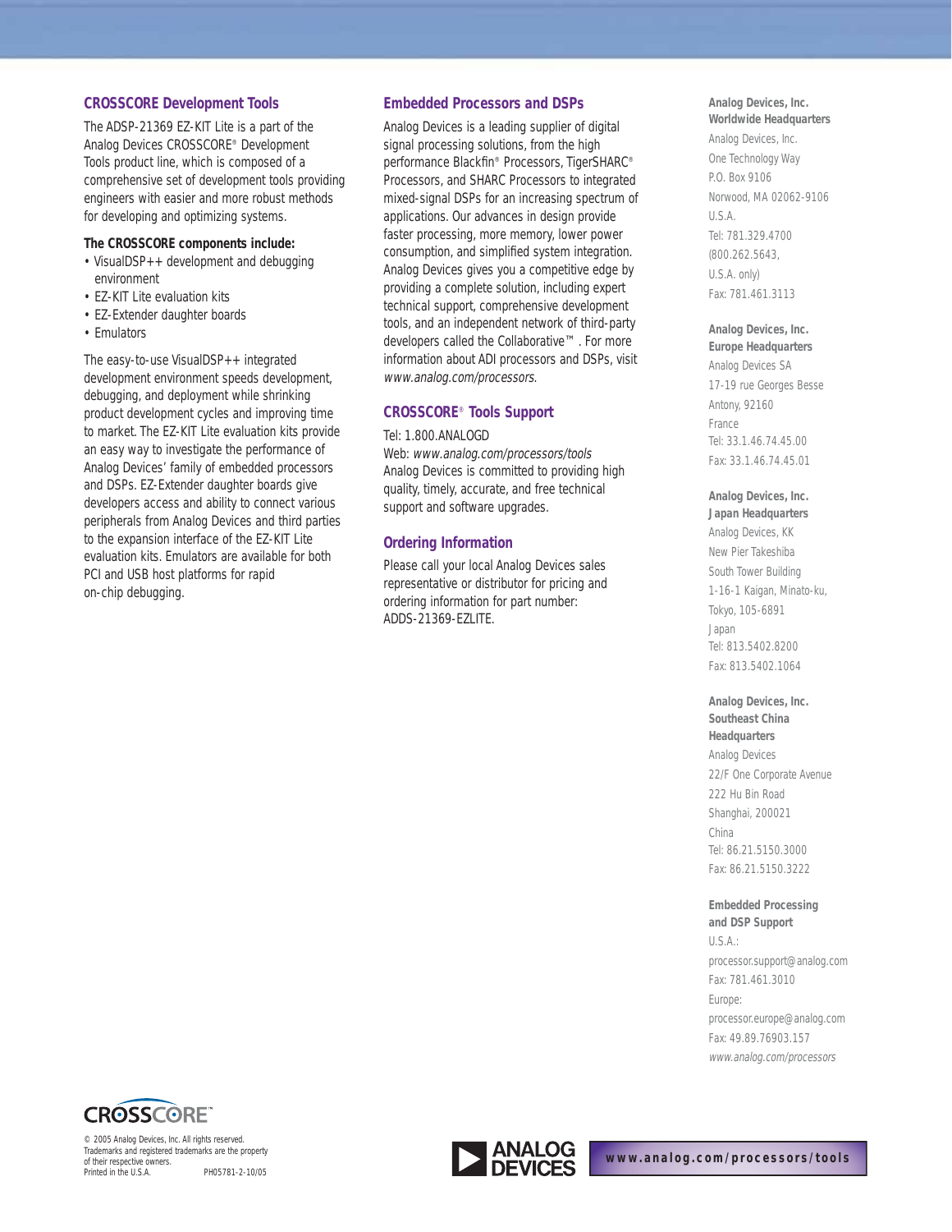## CROSSCORE Development Tools

The ADSP-21369 EZ-KIT Lite is a part of the Analog Devices CROSSCORE® Development Tools product line, which is composed of a comprehensive set of development tools providing engineers with easier and more robust methods for developing and optimizing systems.

**The CROSSCORE components include:**

- VisualDSP++ development and debugging environment
- EZ-KIT Lite evaluation kits
- EZ-Extender daughter boards
- Emulators

The easy-to-use VisualDSP++ integrated development environment speeds development, debugging, and deployment while shrinking product development cycles and improving time to market. The EZ-KIT Lite evaluation kits provide an easy way to investigate the performance of Analog Devices' family of embedded processors and DSPs. EZ-Extender daughter boards give developers access and ability to connect various peripherals from Analog Devices and third parties to the expansion interface of the EZ-KIT Lite evaluation kits. Emulators are available for both PCI and USB host platforms for rapid on-chip debugging.

## Embedded Processors and DSPs

Analog Devices is a leading supplier of digital signal processing solutions, from the high performance Blackfin® Processors, TigerSHARC® Processors, and SHARC Processors to integrated mixed-signal DSPs for an increasing spectrum of applications. Our advances in design provide faster processing, more memory, lower power consumption, and simplified system integration. Analog Devices gives you a competitive edge by providing a complete solution, including expert technical support, comprehensive development tools, and an independent network of third-party developers called the Collaborative™. For more information about ADI processors and DSPs, visit *www.analog.com/processors*.

## CROSSCORE® Tools Support

Tel: 1.800.ANALOGD
Web: *www.analog.com/processors/tools*
Analog Devices is committed to providing high quality, timely, accurate, and free technical support and software upgrades.

## Ordering Information

Please call your local Analog Devices sales representative or distributor for pricing and ordering information for part number: ADDS-21369-EZLITE.

**Analog Devices, Inc.
Worldwide Headquarters**
Analog Devices, Inc.
One Technology Way
P.O. Box 9106
Norwood, MA 02062-9106
U.S.A.
Tel: 781.329.4700
(800.262.5643,
U.S.A. only)
Fax: 781.461.3113

**Analog Devices, Inc.
Europe Headquarters**
Analog Devices SA
17-19 rue Georges Besse
Antony, 92160
France
Tel: 33.1.46.74.45.00
Fax: 33.1.46.74.45.01

**Analog Devices, Inc.
Japan Headquarters**
Analog Devices, KK
New Pier Takeshiba
South Tower Building
1-16-1 Kaigan, Minato-ku,
Tokyo, 105-6891
Japan
Tel: 813.5402.8200
Fax: 813.5402.1064

**Analog Devices, Inc.
Southeast China
Headquarters**
Analog Devices
22/F One Corporate Avenue
222 Hu Bin Road
Shanghai, 200021
China
Tel: 86.21.5150.3000
Fax: 86.21.5150.3222

**Embedded Processing
and DSP Support**
U.S.A.:
processor.support@analog.com
Fax: 781.461.3010
Europe:
processor.europe@analog.com
Fax: 49.89.76903.157
*www.analog.com/processors*

CROSSCORE™

© 2005 Analog Devices, Inc. All rights reserved.
Trademarks and registered trademarks are the property of their respective owners.
Printed in the U.S.A. PH05781-2-10/05

ANALOG DEVICES

**www.analog.com/processors/tools**